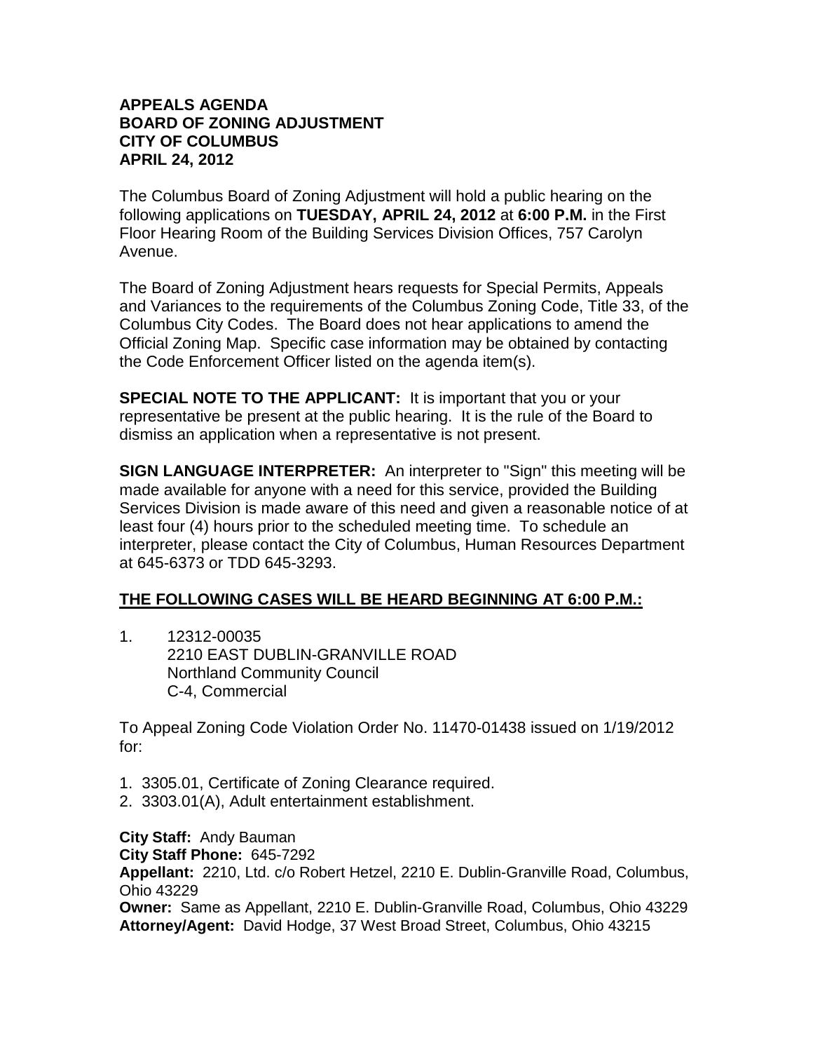**APPEALS AGENDA**
**BOARD OF ZONING ADJUSTMENT**
**CITY OF COLUMBUS**
**APRIL 24, 2012**

The Columbus Board of Zoning Adjustment will hold a public hearing on the following applications on **TUESDAY, APRIL 24, 2012** at **6:00 P.M.** in the First Floor Hearing Room of the Building Services Division Offices, 757 Carolyn Avenue.

The Board of Zoning Adjustment hears requests for Special Permits, Appeals and Variances to the requirements of the Columbus Zoning Code, Title 33, of the Columbus City Codes. The Board does not hear applications to amend the Official Zoning Map. Specific case information may be obtained by contacting the Code Enforcement Officer listed on the agenda item(s).

**SPECIAL NOTE TO THE APPLICANT:** It is important that you or your representative be present at the public hearing. It is the rule of the Board to dismiss an application when a representative is not present.

**SIGN LANGUAGE INTERPRETER:** An interpreter to "Sign" this meeting will be made available for anyone with a need for this service, provided the Building Services Division is made aware of this need and given a reasonable notice of at least four (4) hours prior to the scheduled meeting time. To schedule an interpreter, please contact the City of Columbus, Human Resources Department at 645-6373 or TDD 645-3293.

**THE FOLLOWING CASES WILL BE HEARD BEGINNING AT 6:00 P.M.:**

1. 12312-00035
   2210 EAST DUBLIN-GRANVILLE ROAD
   Northland Community Council
   C-4, Commercial

To Appeal Zoning Code Violation Order No. 11470-01438 issued on 1/19/2012 for:

1. 3305.01, Certificate of Zoning Clearance required.
2. 3303.01(A), Adult entertainment establishment.

**City Staff:** Andy Bauman
**City Staff Phone:** 645-7292
**Appellant:** 2210, Ltd. c/o Robert Hetzel, 2210 E. Dublin-Granville Road, Columbus, Ohio 43229
**Owner:** Same as Appellant, 2210 E. Dublin-Granville Road, Columbus, Ohio 43229
**Attorney/Agent:** David Hodge, 37 West Broad Street, Columbus, Ohio 43215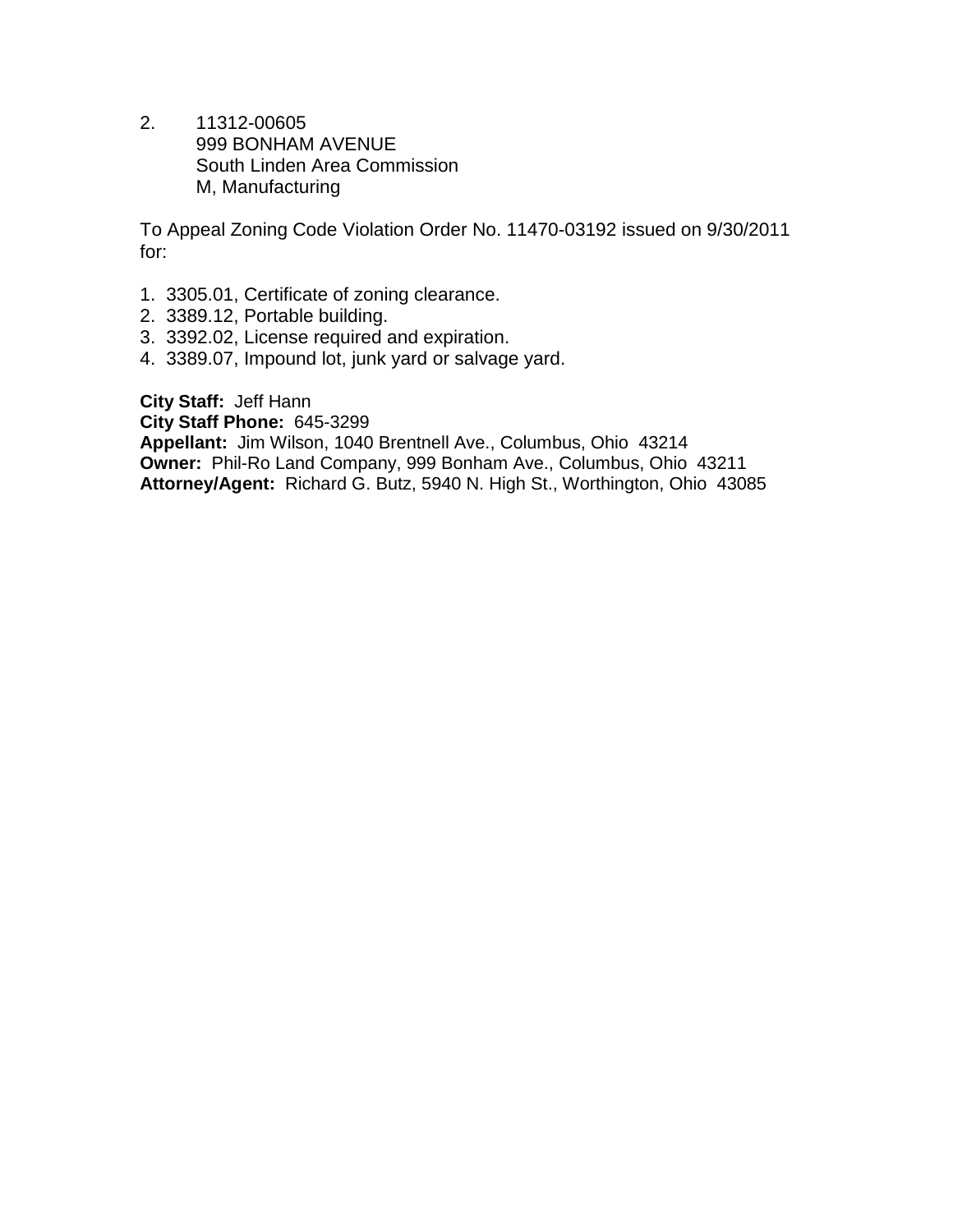2. 11312-00605
   999 BONHAM AVENUE
   South Linden Area Commission
   M, Manufacturing

To Appeal Zoning Code Violation Order No. 11470-03192 issued on 9/30/2011 for:

1. 3305.01, Certificate of zoning clearance.
2. 3389.12, Portable building.
3. 3392.02, License required and expiration.
4. 3389.07, Impound lot, junk yard or salvage yard.

**City Staff:** Jeff Hann
**City Staff Phone:** 645-3299
**Appellant:** Jim Wilson, 1040 Brentnell Ave., Columbus, Ohio 43214
**Owner:** Phil-Ro Land Company, 999 Bonham Ave., Columbus, Ohio 43211
**Attorney/Agent:** Richard G. Butz, 5940 N. High St., Worthington, Ohio 43085